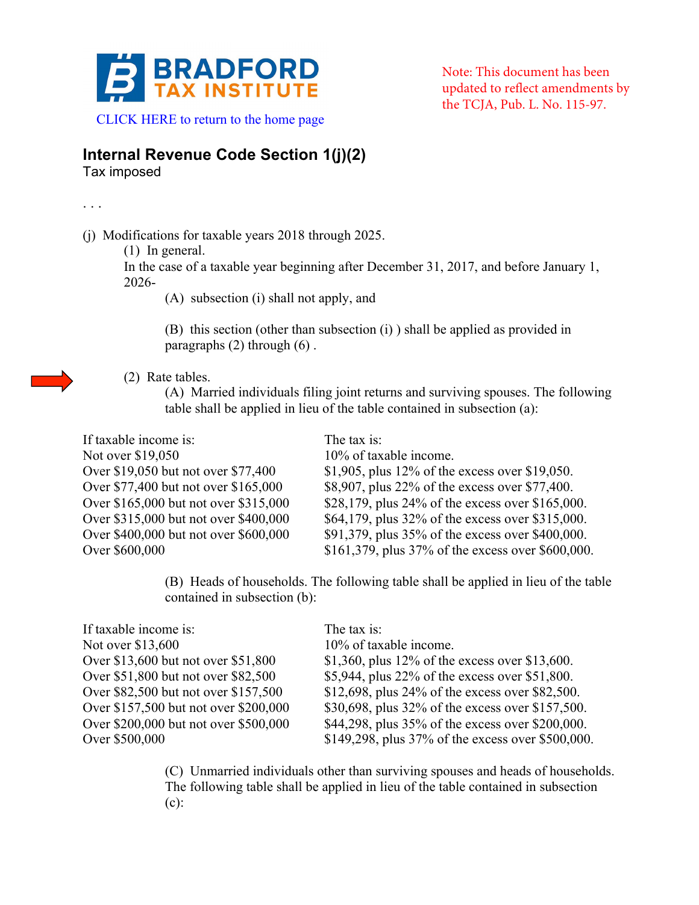**BRADFORD TAX INSTITUTE**

CLICK HERE to return to the home page

Note: This document has been updated to reflect amendments by the TCJA, Pub. L. No. 115-97.

## Internal Revenue Code Section 1(j)(2)

Tax imposed

. . .

(j) Modifications for taxable years 2018 through 2025.

(1) In general.

In the case of a taxable year beginning after December 31, 2017, and before January 1, 2026-

(A) subsection (i) shall not apply, and

(B) this section (other than subsection (i) ) shall be applied as provided in paragraphs (2) through (6) .

(2) Rate tables.

(A) Married individuals filing joint returns and surviving spouses. The following table shall be applied in lieu of the table contained in subsection (a):

| If taxable income is: | The tax is: |
|---|---|
| Not over $19,050 | 10% of taxable income. |
| Over $19,050 but not over $77,400 | $1,905, plus 12% of the excess over $19,050. |
| Over $77,400 but not over $165,000 | $8,907, plus 22% of the excess over $77,400. |
| Over $165,000 but not over $315,000 | $28,179, plus 24% of the excess over $165,000. |
| Over $315,000 but not over $400,000 | $64,179, plus 32% of the excess over $315,000. |
| Over $400,000 but not over $600,000 | $91,379, plus 35% of the excess over $400,000. |
| Over $600,000 | $161,379, plus 37% of the excess over $600,000. |

(B) Heads of households. The following table shall be applied in lieu of the table contained in subsection (b):

| If taxable income is: | The tax is: |
|---|---|
| Not over $13,600 | 10% of taxable income. |
| Over $13,600 but not over $51,800 | $1,360, plus 12% of the excess over $13,600. |
| Over $51,800 but not over $82,500 | $5,944, plus 22% of the excess over $51,800. |
| Over $82,500 but not over $157,500 | $12,698, plus 24% of the excess over $82,500. |
| Over $157,500 but not over $200,000 | $30,698, plus 32% of the excess over $157,500. |
| Over $200,000 but not over $500,000 | $44,298, plus 35% of the excess over $200,000. |
| Over $500,000 | $149,298, plus 37% of the excess over $500,000. |

(C) Unmarried individuals other than surviving spouses and heads of households. The following table shall be applied in lieu of the table contained in subsection (c):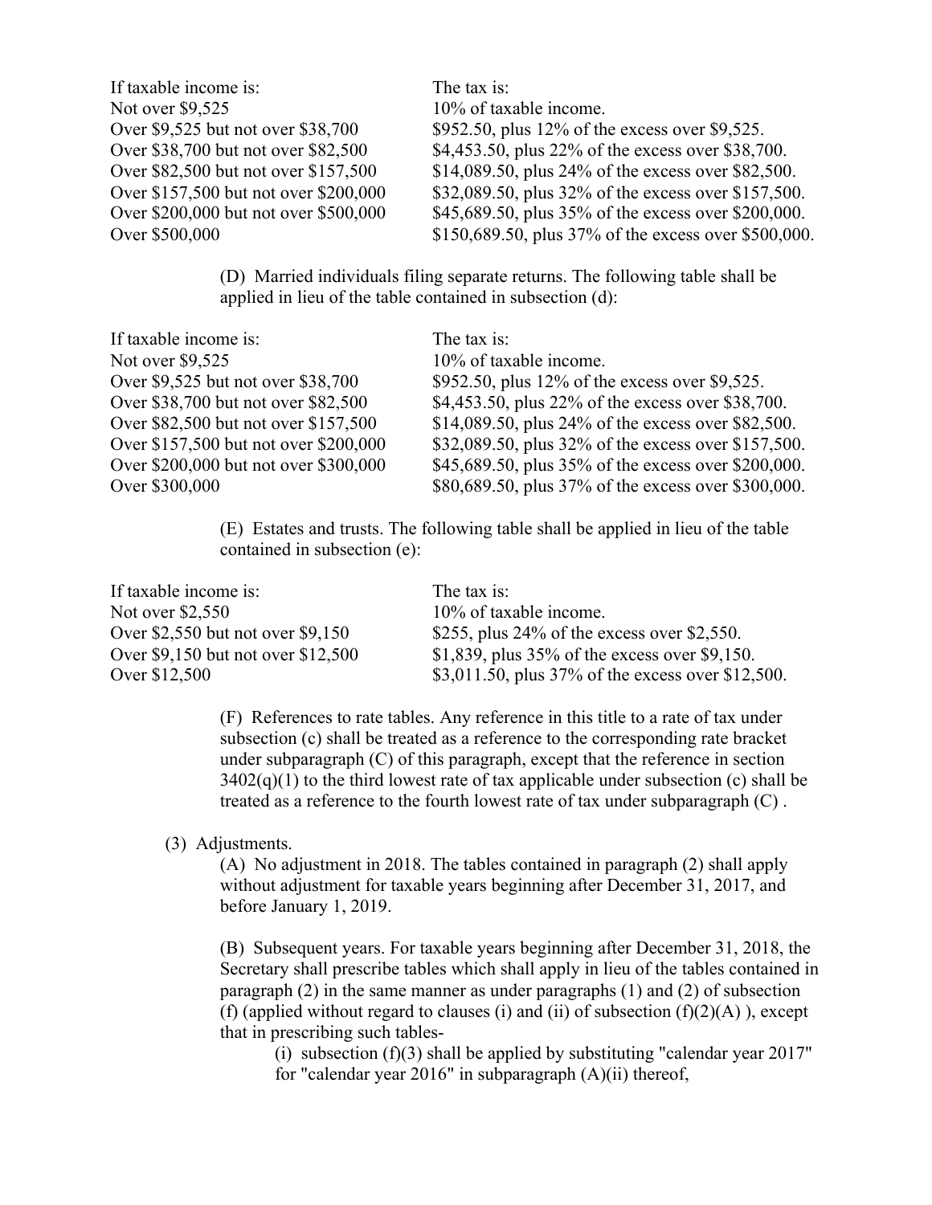| If taxable income is: | The tax is: |
| --- | --- |
| Not over $9,525 | 10% of taxable income. |
| Over $9,525 but not over $38,700 | $952.50, plus 12% of the excess over $9,525. |
| Over $38,700 but not over $82,500 | $4,453.50, plus 22% of the excess over $38,700. |
| Over $82,500 but not over $157,500 | $14,089.50, plus 24% of the excess over $82,500. |
| Over $157,500 but not over $200,000 | $32,089.50, plus 32% of the excess over $157,500. |
| Over $200,000 but not over $500,000 | $45,689.50, plus 35% of the excess over $200,000. |
| Over $500,000 | $150,689.50, plus 37% of the excess over $500,000. |

(D) Married individuals filing separate returns. The following table shall be applied in lieu of the table contained in subsection (d):

| If taxable income is: | The tax is: |
| --- | --- |
| Not over $9,525 | 10% of taxable income. |
| Over $9,525 but not over $38,700 | $952.50, plus 12% of the excess over $9,525. |
| Over $38,700 but not over $82,500 | $4,453.50, plus 22% of the excess over $38,700. |
| Over $82,500 but not over $157,500 | $14,089.50, plus 24% of the excess over $82,500. |
| Over $157,500 but not over $200,000 | $32,089.50, plus 32% of the excess over $157,500. |
| Over $200,000 but not over $300,000 | $45,689.50, plus 35% of the excess over $200,000. |
| Over $300,000 | $80,689.50, plus 37% of the excess over $300,000. |

(E) Estates and trusts. The following table shall be applied in lieu of the table contained in subsection (e):

| If taxable income is: | The tax is: |
| --- | --- |
| Not over $2,550 | 10% of taxable income. |
| Over $2,550 but not over $9,150 | $255, plus 24% of the excess over $2,550. |
| Over $9,150 but not over $12,500 | $1,839, plus 35% of the excess over $9,150. |
| Over $12,500 | $3,011.50, plus 37% of the excess over $12,500. |

(F) References to rate tables. Any reference in this title to a rate of tax under subsection (c) shall be treated as a reference to the corresponding rate bracket under subparagraph (C) of this paragraph, except that the reference in section 3402(q)(1) to the third lowest rate of tax applicable under subsection (c) shall be treated as a reference to the fourth lowest rate of tax under subparagraph (C) .

(3) Adjustments.

(A) No adjustment in 2018. The tables contained in paragraph (2) shall apply without adjustment for taxable years beginning after December 31, 2017, and before January 1, 2019.

(B) Subsequent years. For taxable years beginning after December 31, 2018, the Secretary shall prescribe tables which shall apply in lieu of the tables contained in paragraph (2) in the same manner as under paragraphs (1) and (2) of subsection (f) (applied without regard to clauses (i) and (ii) of subsection (f)(2)(A) ), except that in prescribing such tables-

(i) subsection (f)(3) shall be applied by substituting "calendar year 2017" for "calendar year 2016" in subparagraph (A)(ii) thereof,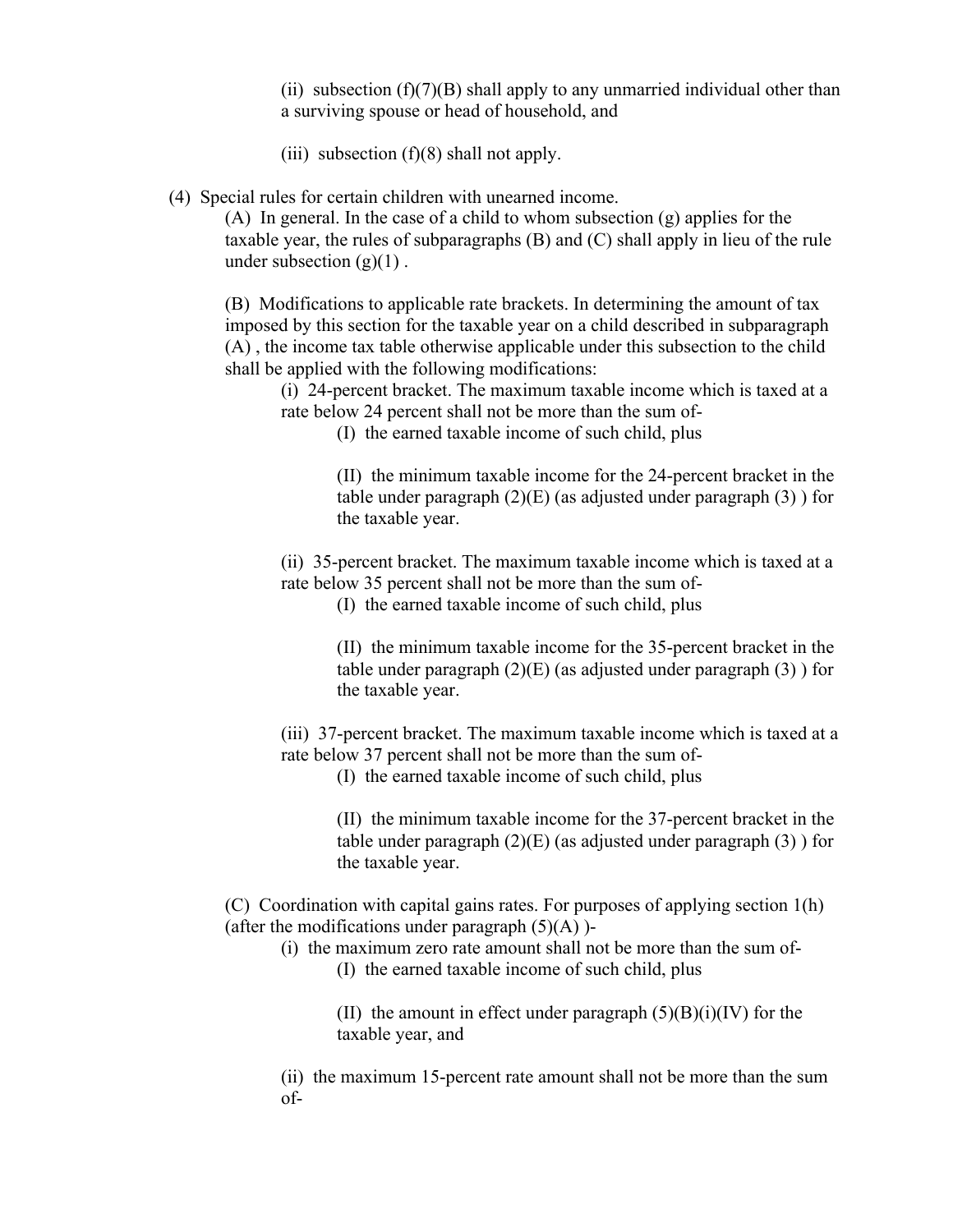(ii) subsection (f)(7)(B) shall apply to any unmarried individual other than a surviving spouse or head of household, and

(iii) subsection (f)(8) shall not apply.

(4) Special rules for certain children with unearned income.

(A) In general. In the case of a child to whom subsection (g) applies for the taxable year, the rules of subparagraphs (B) and (C) shall apply in lieu of the rule under subsection (g)(1) .

(B) Modifications to applicable rate brackets. In determining the amount of tax imposed by this section for the taxable year on a child described in subparagraph (A) , the income tax table otherwise applicable under this subsection to the child shall be applied with the following modifications:

(i) 24-percent bracket. The maximum taxable income which is taxed at a rate below 24 percent shall not be more than the sum of-

(I) the earned taxable income of such child, plus

(II) the minimum taxable income for the 24-percent bracket in the table under paragraph (2)(E) (as adjusted under paragraph (3) ) for the taxable year.

(ii) 35-percent bracket. The maximum taxable income which is taxed at a rate below 35 percent shall not be more than the sum of-

(I) the earned taxable income of such child, plus

(II) the minimum taxable income for the 35-percent bracket in the table under paragraph (2)(E) (as adjusted under paragraph (3) ) for the taxable year.

(iii) 37-percent bracket. The maximum taxable income which is taxed at a rate below 37 percent shall not be more than the sum of-

(I) the earned taxable income of such child, plus

(II) the minimum taxable income for the 37-percent bracket in the table under paragraph (2)(E) (as adjusted under paragraph (3) ) for the taxable year.

(C) Coordination with capital gains rates. For purposes of applying section 1(h) (after the modifications under paragraph (5)(A) )-

(i) the maximum zero rate amount shall not be more than the sum of-

(I) the earned taxable income of such child, plus

(II) the amount in effect under paragraph (5)(B)(i)(IV) for the taxable year, and

(ii) the maximum 15-percent rate amount shall not be more than the sum of-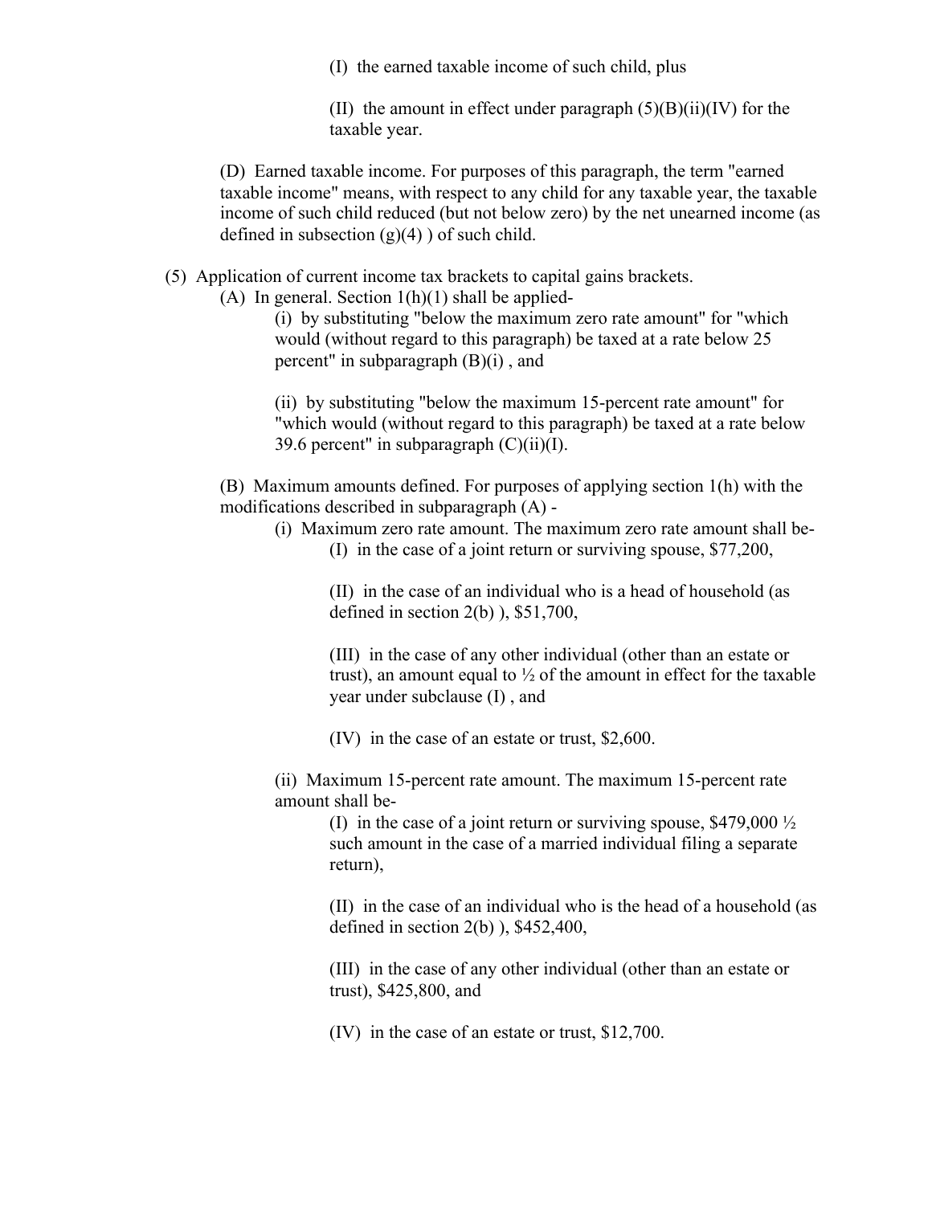(I) the earned taxable income of such child, plus

(II) the amount in effect under paragraph (5)(B)(ii)(IV) for the taxable year.

(D) Earned taxable income. For purposes of this paragraph, the term "earned taxable income" means, with respect to any child for any taxable year, the taxable income of such child reduced (but not below zero) by the net unearned income (as defined in subsection (g)(4) ) of such child.

(5) Application of current income tax brackets to capital gains brackets.

(A) In general. Section 1(h)(1) shall be applied-

(i) by substituting "below the maximum zero rate amount" for "which would (without regard to this paragraph) be taxed at a rate below 25 percent" in subparagraph (B)(i) , and

(ii) by substituting "below the maximum 15-percent rate amount" for "which would (without regard to this paragraph) be taxed at a rate below 39.6 percent" in subparagraph (C)(ii)(I).

(B) Maximum amounts defined. For purposes of applying section 1(h) with the modifications described in subparagraph (A) -

(i) Maximum zero rate amount. The maximum zero rate amount shall be-

(I) in the case of a joint return or surviving spouse, $77,200,

(II) in the case of an individual who is a head of household (as defined in section 2(b) ), $51,700,

(III) in the case of any other individual (other than an estate or trust), an amount equal to ½ of the amount in effect for the taxable year under subclause (I) , and

(IV) in the case of an estate or trust, $2,600.

(ii) Maximum 15-percent rate amount. The maximum 15-percent rate amount shall be-

(I) in the case of a joint return or surviving spouse, $479,000 ½ such amount in the case of a married individual filing a separate return),

(II) in the case of an individual who is the head of a household (as defined in section 2(b) ), $452,400,

(III) in the case of any other individual (other than an estate or trust), $425,800, and

(IV) in the case of an estate or trust, $12,700.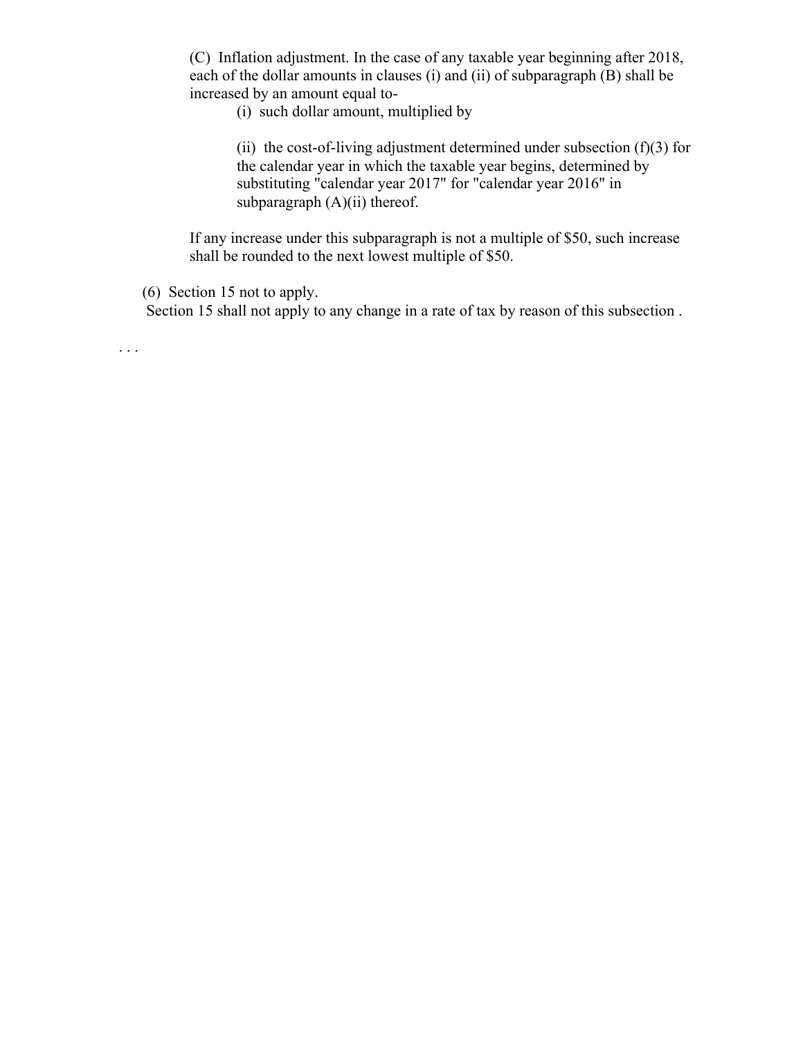(C) Inflation adjustment. In the case of any taxable year beginning after 2018, each of the dollar amounts in clauses (i) and (ii) of subparagraph (B) shall be increased by an amount equal to-

(i) such dollar amount, multiplied by

(ii) the cost-of-living adjustment determined under subsection (f)(3) for the calendar year in which the taxable year begins, determined by substituting "calendar year 2017" for "calendar year 2016" in subparagraph (A)(ii) thereof.

If any increase under this subparagraph is not a multiple of $50, such increase shall be rounded to the next lowest multiple of $50.

(6) Section 15 not to apply.

Section 15 shall not apply to any change in a rate of tax by reason of this subsection .

. . .